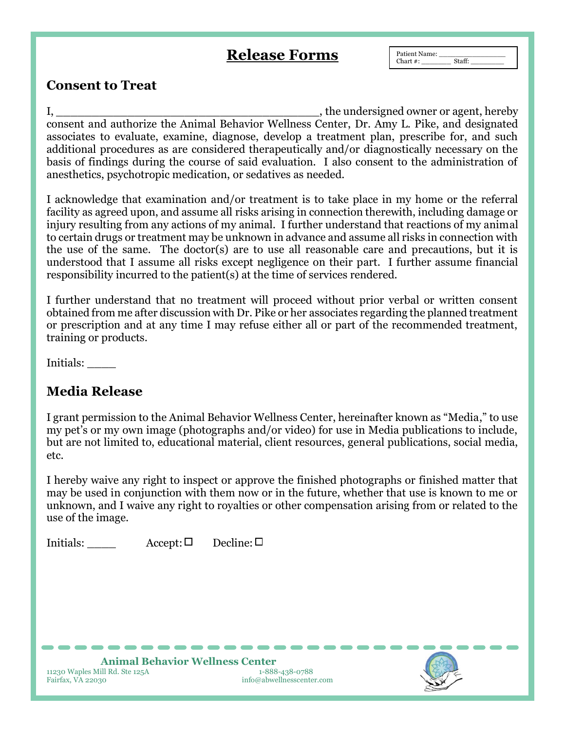# Release Forms

Patient Name: ________________
Chart #: _______ Staff: ________

## Consent to Treat

I, _____________________________________, the undersigned owner or agent, hereby consent and authorize the Animal Behavior Wellness Center, Dr. Amy L. Pike, and designated associates to evaluate, examine, diagnose, develop a treatment plan, prescribe for, and such additional procedures as are considered therapeutically and/or diagnostically necessary on the basis of findings during the course of said evaluation. I also consent to the administration of anesthetics, psychotropic medication, or sedatives as needed.

I acknowledge that examination and/or treatment is to take place in my home or the referral facility as agreed upon, and assume all risks arising in connection therewith, including damage or injury resulting from any actions of my animal. I further understand that reactions of my animal to certain drugs or treatment may be unknown in advance and assume all risks in connection with the use of the same. The doctor(s) are to use all reasonable care and precautions, but it is understood that I assume all risks except negligence on their part. I further assume financial responsibility incurred to the patient(s) at the time of services rendered.

I further understand that no treatment will proceed without prior verbal or written consent obtained from me after discussion with Dr. Pike or her associates regarding the planned treatment or prescription and at any time I may refuse either all or part of the recommended treatment, training or products.

Initials: ____

## Media Release

I grant permission to the Animal Behavior Wellness Center, hereinafter known as "Media," to use my pet's or my own image (photographs and/or video) for use in Media publications to include, but are not limited to, educational material, client resources, general publications, social media, etc.

I hereby waive any right to inspect or approve the finished photographs or finished matter that may be used in conjunction with them now or in the future, whether that use is known to me or unknown, and I waive any right to royalties or other compensation arising from or related to the use of the image.

Initials: ____ Accept: ☐ Decline: ☐

**Animal Behavior Wellness Center**
11230 Waples Mill Rd. Ste 125A
Fairfax, VA 22030
1-888-438-0788
info@abwellnesscenter.com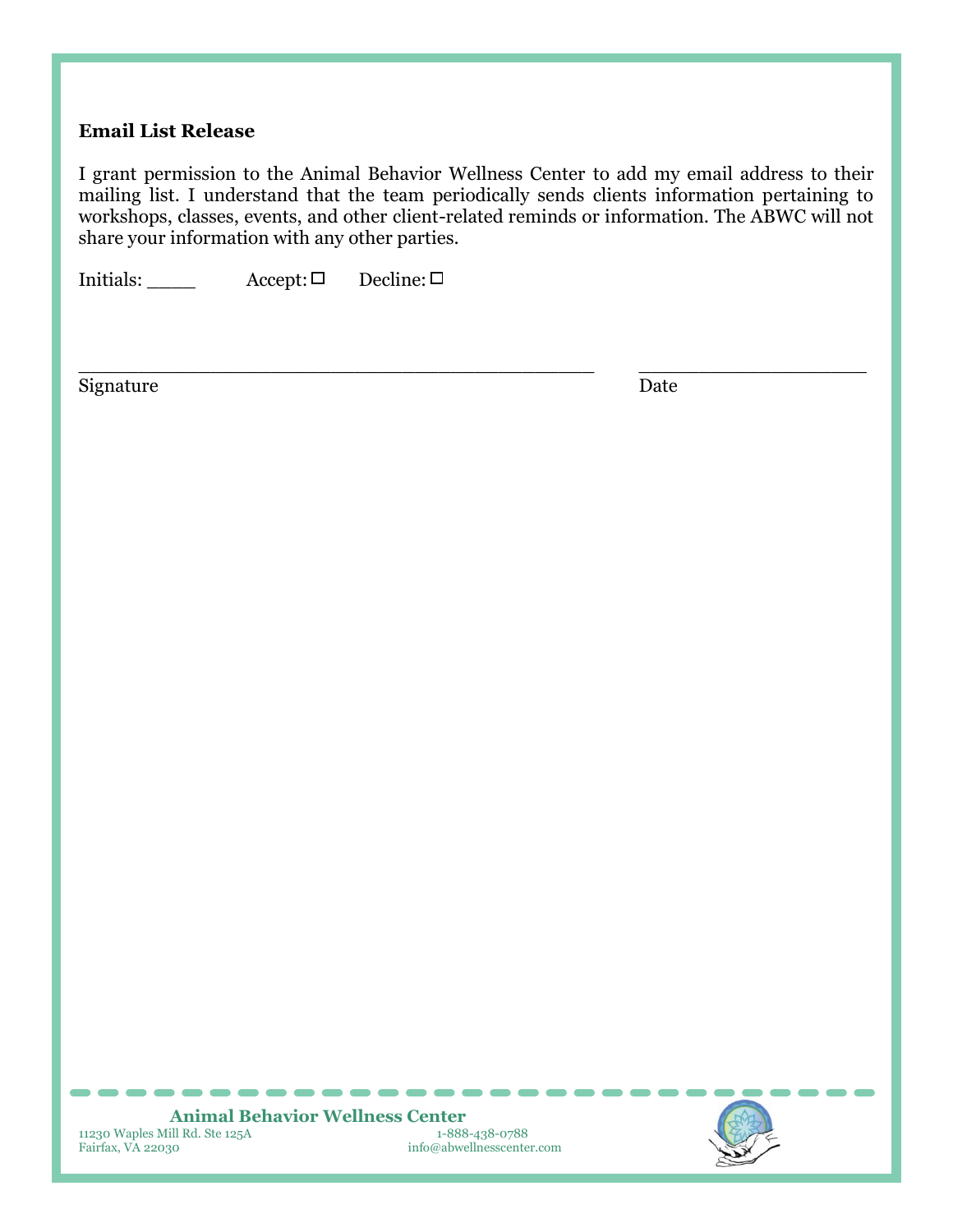**Email List Release**

I grant permission to the Animal Behavior Wellness Center to add my email address to their mailing list. I understand that the team periodically sends clients information pertaining to workshops, classes, events, and other client-related reminds or information. The ABWC will not share your information with any other parties.

Initials: ____ Accept: ☐ Decline: ☐

_________________________________________ ___________________

Signature Date

**Animal Behavior Wellness Center**

11230 Waples Mill Rd. Ste 125A
Fairfax, VA 22030

1-888-438-0788
info@abwellnesscenter.com